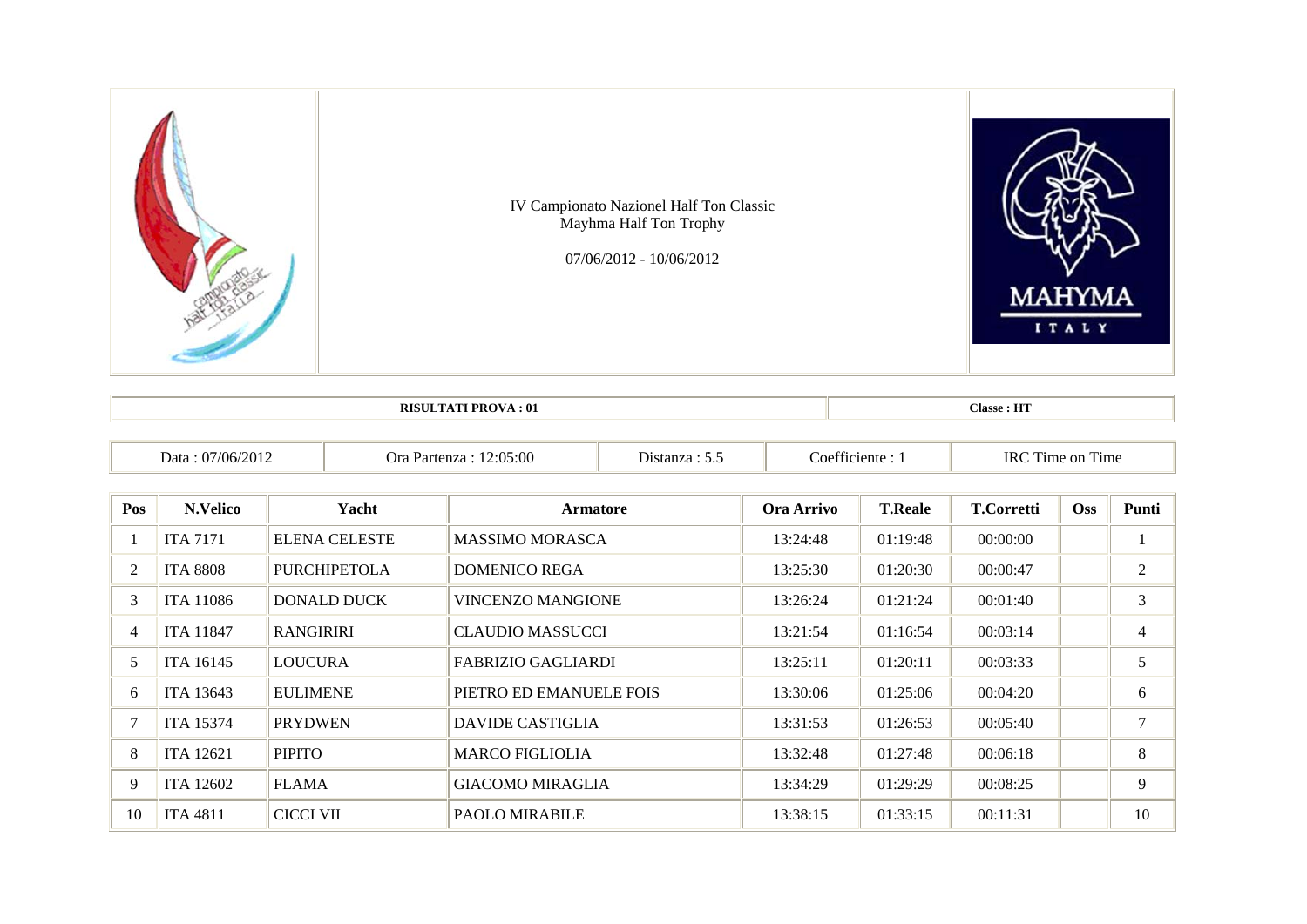IV Campionato Nazionel Half Ton Classic
Mayhma Half Ton Trophy

07/06/2012 - 10/06/2012

**RISULTATI PROVA : 01** | **Classe : HT**

| Data : 07/06/2012 | Ora Partenza : 12:05:00 | Distanza : 5.5 | Coefficiente : 1 | IRC Time on Time |
|---|---|---|---|---|

| Pos | N.Velico | Yacht | Armatore | Ora Arrivo | T.Reale | T.Corretti | Oss | Punti |
|---|---|---|---|---|---|---|---|---|
| 1 | ITA 7171 | ELENA CELESTE | MASSIMO MORASCA | 13:24:48 | 01:19:48 | 00:00:00 | | 1 |
| 2 | ITA 8808 | PURCHIPETOLA | DOMENICO REGA | 13:25:30 | 01:20:30 | 00:00:47 | | 2 |
| 3 | ITA 11086 | DONALD DUCK | VINCENZO MANGIONE | 13:26:24 | 01:21:24 | 00:01:40 | | 3 |
| 4 | ITA 11847 | RANGIRIRI | CLAUDIO MASSUCCI | 13:21:54 | 01:16:54 | 00:03:14 | | 4 |
| 5 | ITA 16145 | LOUCURA | FABRIZIO GAGLIARDI | 13:25:11 | 01:20:11 | 00:03:33 | | 5 |
| 6 | ITA 13643 | EULIMENE | PIETRO ED EMANUELE FOIS | 13:30:06 | 01:25:06 | 00:04:20 | | 6 |
| 7 | ITA 15374 | PRYDWEN | DAVIDE CASTIGLIA | 13:31:53 | 01:26:53 | 00:05:40 | | 7 |
| 8 | ITA 12621 | PIPITO | MARCO FIGLIOLIA | 13:32:48 | 01:27:48 | 00:06:18 | | 8 |
| 9 | ITA 12602 | FLAMA | GIACOMO MIRAGLIA | 13:34:29 | 01:29:29 | 00:08:25 | | 9 |
| 10 | ITA 4811 | CICCI VII | PAOLO MIRABILE | 13:38:15 | 01:33:15 | 00:11:31 | | 10 |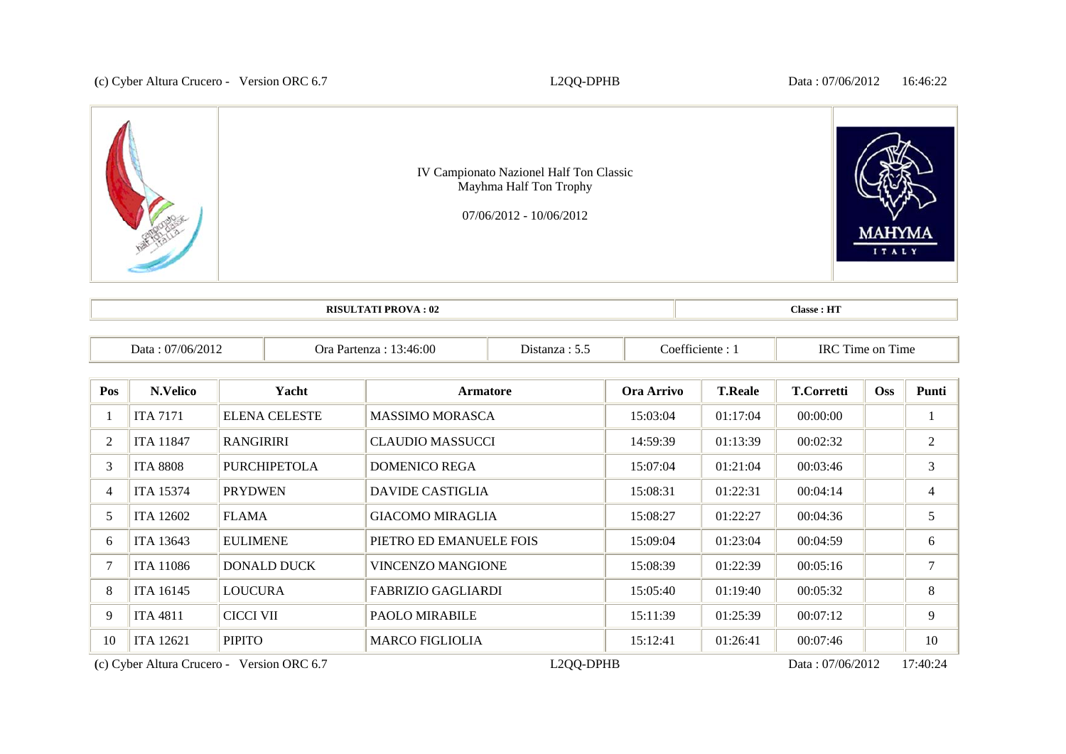IV Campionato Nazionel Half Ton Classic
Mayhma Half Ton Trophy

07/06/2012 - 10/06/2012

| RISULTATI PROVA : 02 | Classe : HT |
|---|---|

| Data : 07/06/2012 | Ora Partenza : 13:46:00 | Distanza : 5.5 | Coefficiente : 1 | IRC Time on Time |
|---|---|---|---|---|

| Pos | N.Velico | Yacht | Armatore | Ora Arrivo | T.Reale | T.Corretti | Oss | Punti |
|---|---|---|---|---|---|---|---|---|
| 1 | ITA 7171 | ELENA CELESTE | MASSIMO MORASCA | 15:03:04 | 01:17:04 | 00:00:00 | | 1 |
| 2 | ITA 11847 | RANGIRIRI | CLAUDIO MASSUCCI | 14:59:39 | 01:13:39 | 00:02:32 | | 2 |
| 3 | ITA 8808 | PURCHIPETOLA | DOMENICO REGA | 15:07:04 | 01:21:04 | 00:03:46 | | 3 |
| 4 | ITA 15374 | PRYDWEN | DAVIDE CASTIGLIA | 15:08:31 | 01:22:31 | 00:04:14 | | 4 |
| 5 | ITA 12602 | FLAMA | GIACOMO MIRAGLIA | 15:08:27 | 01:22:27 | 00:04:36 | | 5 |
| 6 | ITA 13643 | EULIMENE | PIETRO ED EMANUELE FOIS | 15:09:04 | 01:23:04 | 00:04:59 | | 6 |
| 7 | ITA 11086 | DONALD DUCK | VINCENZO MANGIONE | 15:08:39 | 01:22:39 | 00:05:16 | | 7 |
| 8 | ITA 16145 | LOUCURA | FABRIZIO GAGLIARDI | 15:05:40 | 01:19:40 | 00:05:32 | | 8 |
| 9 | ITA 4811 | CICCI VII | PAOLO MIRABILE | 15:11:39 | 01:25:39 | 00:07:12 | | 9 |
| 10 | ITA 12621 | PIPITO | MARCO FIGLIOLIA | 15:12:41 | 01:26:41 | 00:07:46 | | 10 |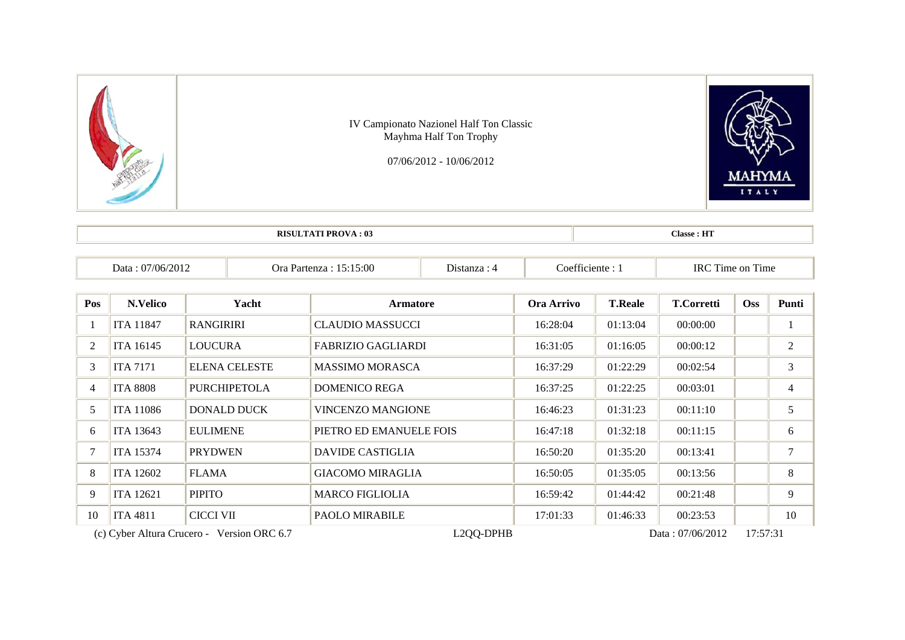IV Campionato Nazionel Half Ton Classic
Mayhma Half Ton Trophy

07/06/2012 - 10/06/2012

| RISULTATI PROVA : 03 | Classe : HT |
|---|---|

| Data : 07/06/2012 | Ora Partenza : 15:15:00 | Distanza : 4 | Coefficiente : 1 | IRC Time on Time |
|---|---|---|---|---|

| Pos | N.Velico | Yacht | Armatore | Ora Arrivo | T.Reale | T.Corretti | Oss | Punti |
|---|---|---|---|---|---|---|---|---|
| 1 | ITA 11847 | RANGIRIRI | CLAUDIO MASSUCCI | 16:28:04 | 01:13:04 | 00:00:00 | | 1 |
| 2 | ITA 16145 | LOUCURA | FABRIZIO GAGLIARDI | 16:31:05 | 01:16:05 | 00:00:12 | | 2 |
| 3 | ITA 7171 | ELENA CELESTE | MASSIMO MORASCA | 16:37:29 | 01:22:29 | 00:02:54 | | 3 |
| 4 | ITA 8808 | PURCHIPETOLA | DOMENICO REGA | 16:37:25 | 01:22:25 | 00:03:01 | | 4 |
| 5 | ITA 11086 | DONALD DUCK | VINCENZO MANGIONE | 16:46:23 | 01:31:23 | 00:11:10 | | 5 |
| 6 | ITA 13643 | EULIMENE | PIETRO ED EMANUELE FOIS | 16:47:18 | 01:32:18 | 00:11:15 | | 6 |
| 7 | ITA 15374 | PRYDWEN | DAVIDE CASTIGLIA | 16:50:20 | 01:35:20 | 00:13:41 | | 7 |
| 8 | ITA 12602 | FLAMA | GIACOMO MIRAGLIA | 16:50:05 | 01:35:05 | 00:13:56 | | 8 |
| 9 | ITA 12621 | PIPITO | MARCO FIGLIOLIA | 16:59:42 | 01:44:42 | 00:21:48 | | 9 |
| 10 | ITA 4811 | CICCI VII | PAOLO MIRABILE | 17:01:33 | 01:46:33 | 00:23:53 | | 10 |

(c) Cyber Altura Crucero - Version ORC 6.7 L2QQ-DPHB Data : 07/06/2012 17:57:31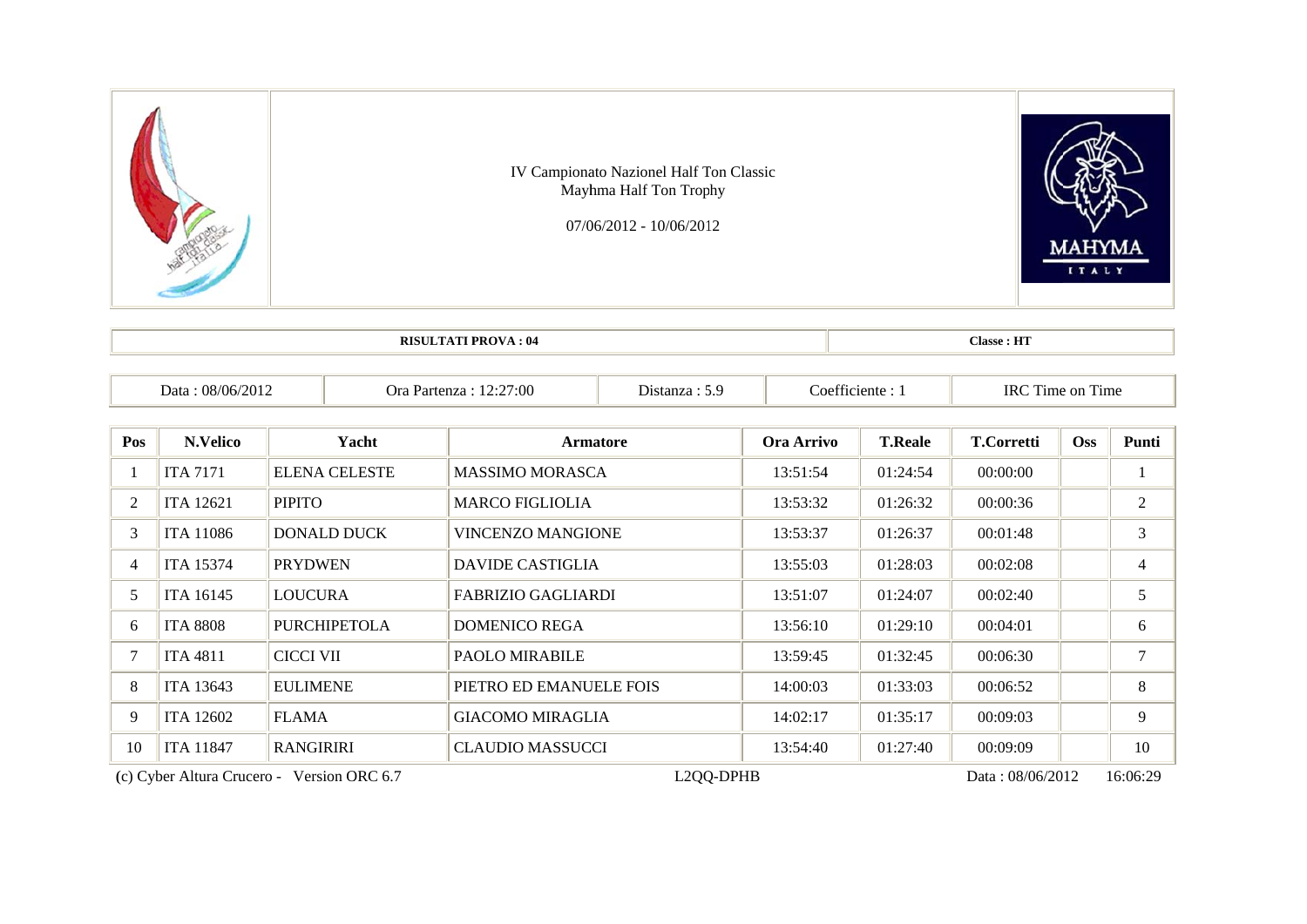IV Campionato Nazionel Half Ton Classic
Mayhma Half Ton Trophy

07/06/2012 - 10/06/2012

| RISULTATI PROVA : 04 | Classe : HT |
|---|---|

| Data : 08/06/2012 | Ora Partenza : 12:27:00 | Distanza : 5.9 | Coefficiente : 1 | IRC Time on Time |
|---|---|---|---|---|

| Pos | N.Velico | Yacht | Armatore | Ora Arrivo | T.Reale | T.Corretti | Oss | Punti |
|---|---|---|---|---|---|---|---|---|
| 1 | ITA 7171 | ELENA CELESTE | MASSIMO MORASCA | 13:51:54 | 01:24:54 | 00:00:00 | | 1 |
| 2 | ITA 12621 | PIPITO | MARCO FIGLIOLIA | 13:53:32 | 01:26:32 | 00:00:36 | | 2 |
| 3 | ITA 11086 | DONALD DUCK | VINCENZO MANGIONE | 13:53:37 | 01:26:37 | 00:01:48 | | 3 |
| 4 | ITA 15374 | PRYDWEN | DAVIDE CASTIGLIA | 13:55:03 | 01:28:03 | 00:02:08 | | 4 |
| 5 | ITA 16145 | LOUCURA | FABRIZIO GAGLIARDI | 13:51:07 | 01:24:07 | 00:02:40 | | 5 |
| 6 | ITA 8808 | PURCHIPETOLA | DOMENICO REGA | 13:56:10 | 01:29:10 | 00:04:01 | | 6 |
| 7 | ITA 4811 | CICCI VII | PAOLO MIRABILE | 13:59:45 | 01:32:45 | 00:06:30 | | 7 |
| 8 | ITA 13643 | EULIMENE | PIETRO ED EMANUELE FOIS | 14:00:03 | 01:33:03 | 00:06:52 | | 8 |
| 9 | ITA 12602 | FLAMA | GIACOMO MIRAGLIA | 14:02:17 | 01:35:17 | 00:09:03 | | 9 |
| 10 | ITA 11847 | RANGIRIRI | CLAUDIO MASSUCCI | 13:54:40 | 01:27:40 | 00:09:09 | | 10 |

(c) Cyber Altura Crucero - Version ORC 6.7 L2QQ-DPHB Data : 08/06/2012 16:06:29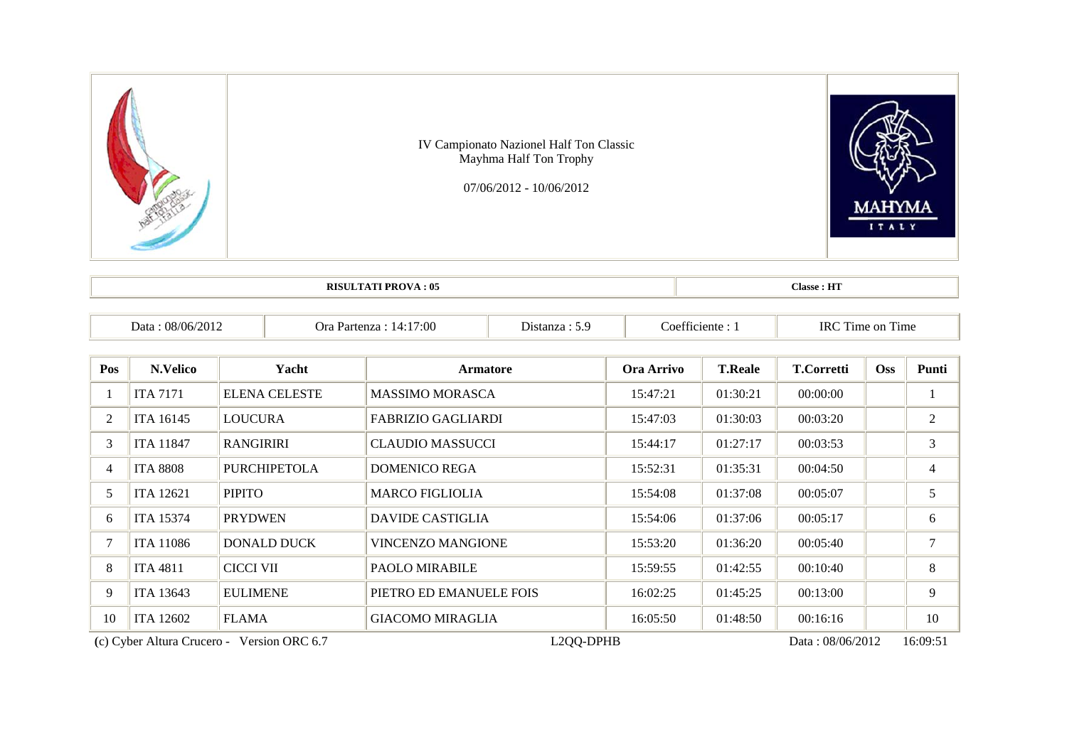IV Campionato Nazionel Half Ton Classic
Mayhma Half Ton Trophy

07/06/2012 - 10/06/2012

**RISULTATI PROVA : 05** | **Classe : HT**

| | | | | |
|---|---|---|---|---|
| Data : 08/06/2012 | Ora Partenza : 14:17:00 | Distanza : 5.9 | Coefficiente : 1 | IRC Time on Time |

| Pos | N.Velico | Yacht | Armatore | Ora Arrivo | T.Reale | T.Corretti | Oss | Punti |
|---|---|---|---|---|---|---|---|---|
| 1 | ITA 7171 | ELENA CELESTE | MASSIMO MORASCA | 15:47:21 | 01:30:21 | 00:00:00 | | 1 |
| 2 | ITA 16145 | LOUCURA | FABRIZIO GAGLIARDI | 15:47:03 | 01:30:03 | 00:03:20 | | 2 |
| 3 | ITA 11847 | RANGIRIRI | CLAUDIO MASSUCCI | 15:44:17 | 01:27:17 | 00:03:53 | | 3 |
| 4 | ITA 8808 | PURCHIPETOLA | DOMENICO REGA | 15:52:31 | 01:35:31 | 00:04:50 | | 4 |
| 5 | ITA 12621 | PIPITO | MARCO FIGLIOLIA | 15:54:08 | 01:37:08 | 00:05:07 | | 5 |
| 6 | ITA 15374 | PRYDWEN | DAVIDE CASTIGLIA | 15:54:06 | 01:37:06 | 00:05:17 | | 6 |
| 7 | ITA 11086 | DONALD DUCK | VINCENZO MANGIONE | 15:53:20 | 01:36:20 | 00:05:40 | | 7 |
| 8 | ITA 4811 | CICCI VII | PAOLO MIRABILE | 15:59:55 | 01:42:55 | 00:10:40 | | 8 |
| 9 | ITA 13643 | EULIMENE | PIETRO ED EMANUELE FOIS | 16:02:25 | 01:45:25 | 00:13:00 | | 9 |
| 10 | ITA 12602 | FLAMA | GIACOMO MIRAGLIA | 16:05:50 | 01:48:50 | 00:16:16 | | 10 |

(c) Cyber Altura Crucero - Version ORC 6.7 L2QQ-DPHB Data : 08/06/2012 16:09:51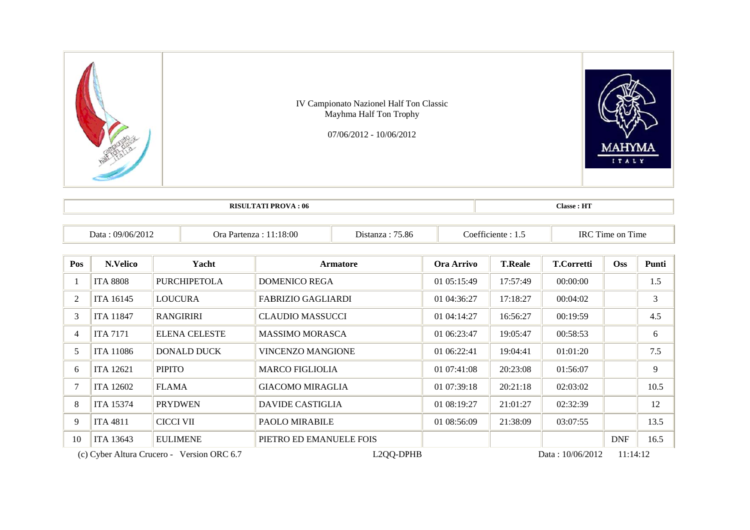IV Campionato Nazionel Half Ton Classic
Mayhma Half Ton Trophy

07/06/2012 - 10/06/2012

| RISULTATI PROVA : 06 | Classe : HT |
|---|---|

| Data : 09/06/2012 | Ora Partenza : 11:18:00 | Distanza : 75.86 | Coefficiente : 1.5 | IRC Time on Time |
|---|---|---|---|---|

| Pos | N.Velico | Yacht | Armatore | Ora Arrivo | T.Reale | T.Corretti | Oss | Punti |
|---|---|---|---|---|---|---|---|---|
| 1 | ITA 8808 | PURCHIPETOLA | DOMENICO REGA | 01 05:15:49 | 17:57:49 | 00:00:00 | | 1.5 |
| 2 | ITA 16145 | LOUCURA | FABRIZIO GAGLIARDI | 01 04:36:27 | 17:18:27 | 00:04:02 | | 3 |
| 3 | ITA 11847 | RANGIRIRI | CLAUDIO MASSUCCI | 01 04:14:27 | 16:56:27 | 00:19:59 | | 4.5 |
| 4 | ITA 7171 | ELENA CELESTE | MASSIMO MORASCA | 01 06:23:47 | 19:05:47 | 00:58:53 | | 6 |
| 5 | ITA 11086 | DONALD DUCK | VINCENZO MANGIONE | 01 06:22:41 | 19:04:41 | 01:01:20 | | 7.5 |
| 6 | ITA 12621 | PIPITO | MARCO FIGLIOLIA | 01 07:41:08 | 20:23:08 | 01:56:07 | | 9 |
| 7 | ITA 12602 | FLAMA | GIACOMO MIRAGLIA | 01 07:39:18 | 20:21:18 | 02:03:02 | | 10.5 |
| 8 | ITA 15374 | PRYDWEN | DAVIDE CASTIGLIA | 01 08:19:27 | 21:01:27 | 02:32:39 | | 12 |
| 9 | ITA 4811 | CICCI VII | PAOLO MIRABILE | 01 08:56:09 | 21:38:09 | 03:07:55 | | 13.5 |
| 10 | ITA 13643 | EULIMENE | PIETRO ED EMANUELE FOIS | | | | DNF | 16.5 |

(c) Cyber Altura Crucero - Version ORC 6.7 L2QQ-DPHB Data : 10/06/2012 11:14:12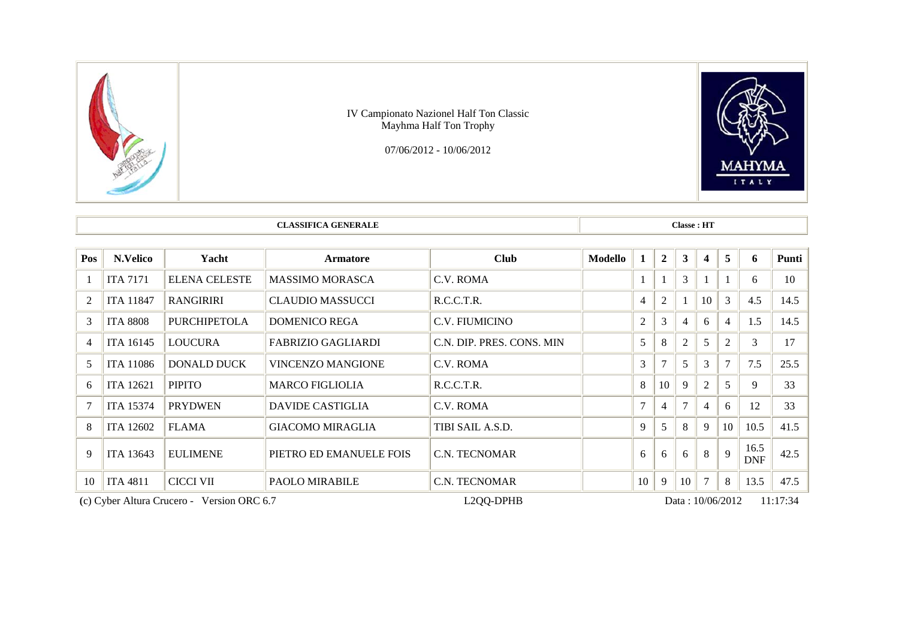IV Campionato Nazionel Half Ton Classic
Mayhma Half Ton Trophy

07/06/2012 - 10/06/2012

| **CLASSIFICA GENERALE** | **Classe : HT** |
|---|---|

| Pos | N.Velico | Yacht | Armatore | Club | Modello | 1 | 2 | 3 | 4 | 5 | 6 | Punti |
|---|---|---|---|---|---|---|---|---|---|---|---|---|
| 1 | ITA 7171 | ELENA CELESTE | MASSIMO MORASCA | C.V. ROMA | | 1 | 1 | 3 | 1 | 1 | 6 | 10 |
| 2 | ITA 11847 | RANGIRIRI | CLAUDIO MASSUCCI | R.C.C.T.R. | | 4 | 2 | 1 | 10 | 3 | 4.5 | 14.5 |
| 3 | ITA 8808 | PURCHIPETOLA | DOMENICO REGA | C.V. FIUMICINO | | 2 | 3 | 4 | 6 | 4 | 1.5 | 14.5 |
| 4 | ITA 16145 | LOUCURA | FABRIZIO GAGLIARDI | C.N. DIP. PRES. CONS. MIN | | 5 | 8 | 2 | 5 | 2 | 3 | 17 |
| 5 | ITA 11086 | DONALD DUCK | VINCENZO MANGIONE | C.V. ROMA | | 3 | 7 | 5 | 3 | 7 | 7.5 | 25.5 |
| 6 | ITA 12621 | PIPITO | MARCO FIGLIOLIA | R.C.C.T.R. | | 8 | 10 | 9 | 2 | 5 | 9 | 33 |
| 7 | ITA 15374 | PRYDWEN | DAVIDE CASTIGLIA | C.V. ROMA | | 7 | 4 | 7 | 4 | 6 | 12 | 33 |
| 8 | ITA 12602 | FLAMA | GIACOMO MIRAGLIA | TIBI SAIL A.S.D. | | 9 | 5 | 8 | 9 | 10 | 10.5 | 41.5 |
| 9 | ITA 13643 | EULIMENE | PIETRO ED EMANUELE FOIS | C.N. TECNOMAR | | 6 | 6 | 6 | 8 | 9 | 16.5 DNF | 42.5 |
| 10 | ITA 4811 | CICCI VII | PAOLO MIRABILE | C.N. TECNOMAR | | 10 | 9 | 10 | 7 | 8 | 13.5 | 47.5 |

(c) Cyber Altura Crucero - Version ORC 6.7 L2QQ-DPHB Data : 10/06/2012 11:17:34